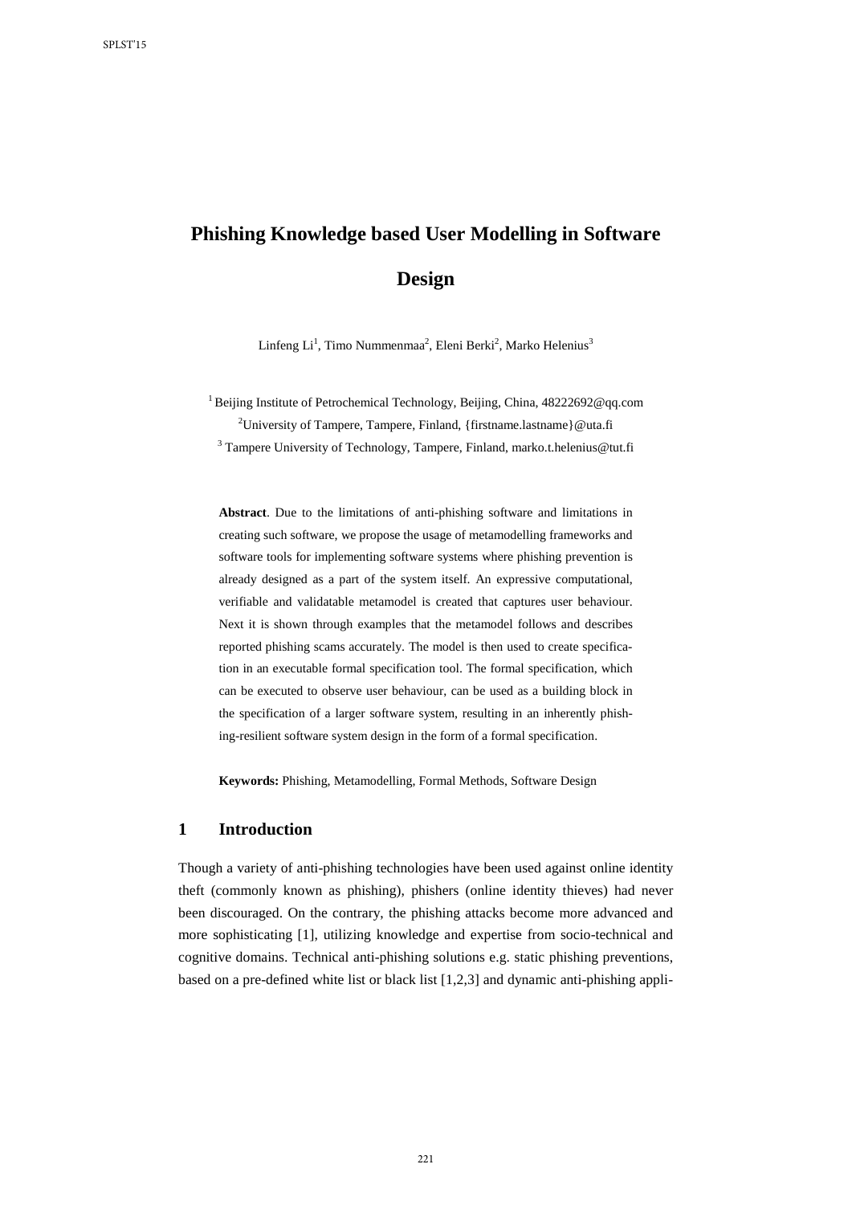# Phishing Knowledge based User Modelling in Software Design

Linfeng Li[1], Timo Nummenmaa[2], Eleni Berki[2], Marko Helenius[3]

[1] Beijing Institute of Petrochemical Technology, Beijing, China, 48222692@qq.com

[2] University of Tampere, Tampere, Finland, {firstname.lastname}@uta.fi

[3] Tampere University of Technology, Tampere, Finland, marko.t.helenius@tut.fi

**Abstract**. Due to the limitations of anti-phishing software and limitations in creating such software, we propose the usage of metamodelling frameworks and software tools for implementing software systems where phishing prevention is already designed as a part of the system itself. An expressive computational, verifiable and validatable metamodel is created that captures user behaviour. Next it is shown through examples that the metamodel follows and describes reported phishing scams accurately. The model is then used to create specification in an executable formal specification tool. The formal specification, which can be executed to observe user behaviour, can be used as a building block in the specification of a larger software system, resulting in an inherently phishing-resilient software system design in the form of a formal specification.

**Keywords:** Phishing, Metamodelling, Formal Methods, Software Design

## 1 Introduction

Though a variety of anti-phishing technologies have been used against online identity theft (commonly known as phishing), phishers (online identity thieves) had never been discouraged. On the contrary, the phishing attacks become more advanced and more sophisticating [1], utilizing knowledge and expertise from socio-technical and cognitive domains. Technical anti-phishing solutions e.g. static phishing preventions, based on a pre-defined white list or black list [1,2,3] and dynamic anti-phishing appli-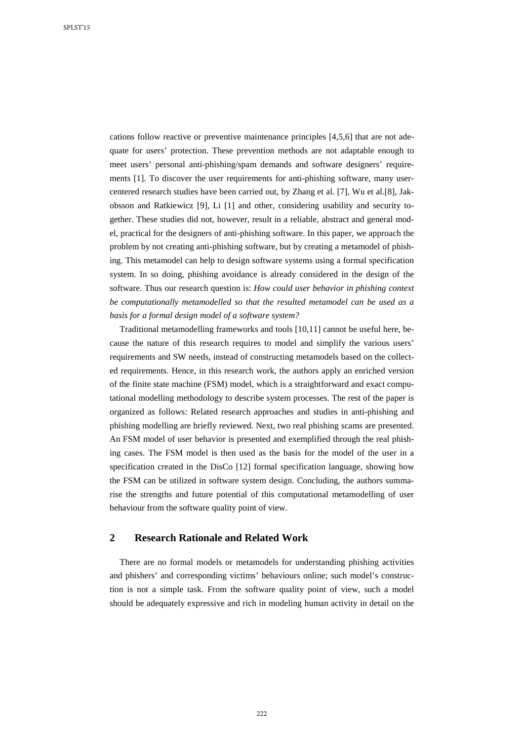cations follow reactive or preventive maintenance principles [4,5,6] that are not adequate for users' protection. These prevention methods are not adaptable enough to meet users' personal anti-phishing/spam demands and software designers' requirements [1]. To discover the user requirements for anti-phishing software, many user-centered research studies have been carried out, by Zhang et al. [7], Wu et al.[8], Jakobsson and Ratkiewicz [9], Li [1] and other, considering usability and security together. These studies did not, however, result in a reliable, abstract and general model, practical for the designers of anti-phishing software. In this paper, we approach the problem by not creating anti-phishing software, but by creating a metamodel of phishing. This metamodel can help to design software systems using a formal specification system. In so doing, phishing avoidance is already considered in the design of the software. Thus our research question is: *How could user behavior in phishing context be computationally metamodelled so that the resulted metamodel can be used as a basis for a formal design model of a software system?*

Traditional metamodelling frameworks and tools [10,11] cannot be useful here, because the nature of this research requires to model and simplify the various users' requirements and SW needs, instead of constructing metamodels based on the collected requirements. Hence, in this research work, the authors apply an enriched version of the finite state machine (FSM) model, which is a straightforward and exact computational modelling methodology to describe system processes. The rest of the paper is organized as follows: Related research approaches and studies in anti-phishing and phishing modelling are briefly reviewed. Next, two real phishing scams are presented. An FSM model of user behavior is presented and exemplified through the real phishing cases. The FSM model is then used as the basis for the model of the user in a specification created in the DisCo [12] formal specification language, showing how the FSM can be utilized in software system design. Concluding, the authors summarise the strengths and future potential of this computational metamodelling of user behaviour from the software quality point of view.

## 2 Research Rationale and Related Work

There are no formal models or metamodels for understanding phishing activities and phishers' and corresponding victims' behaviours online; such model's construction is not a simple task. From the software quality point of view, such a model should be adequately expressive and rich in modeling human activity in detail on the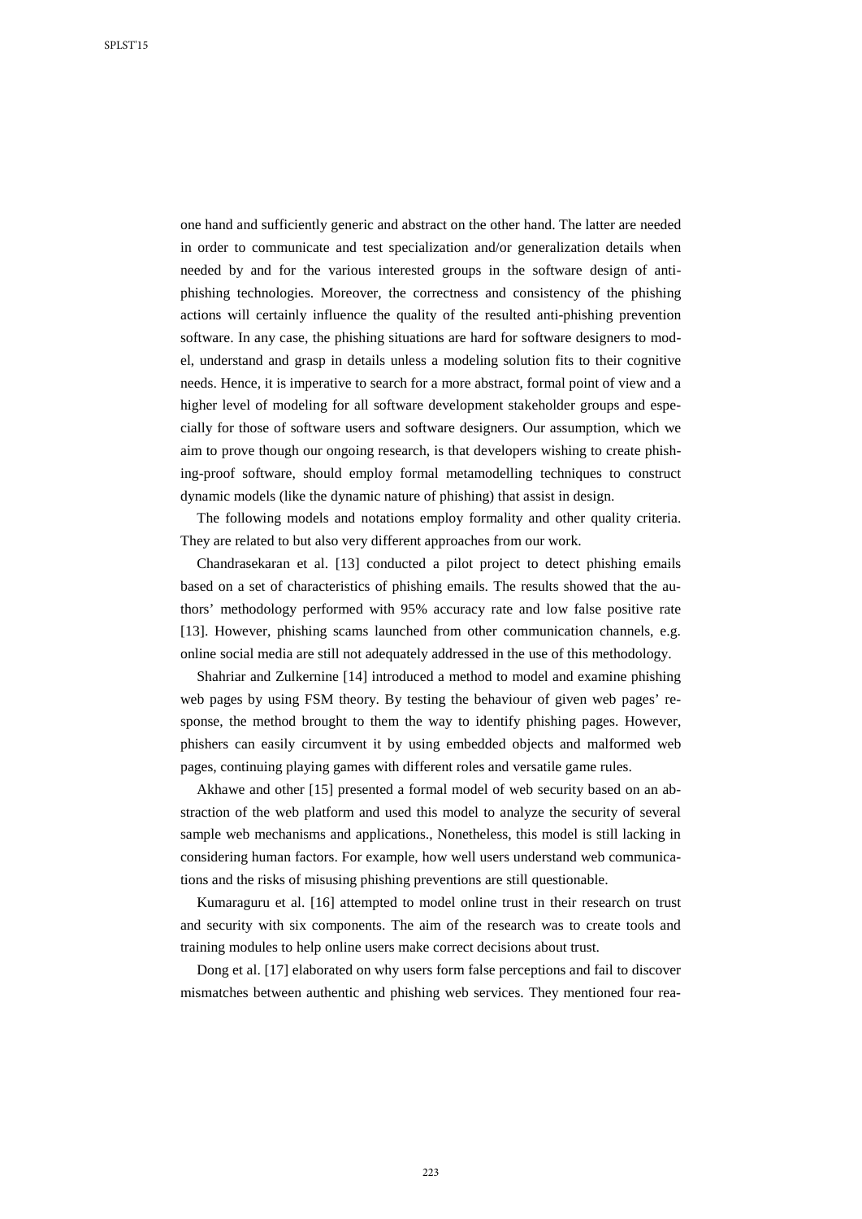one hand and sufficiently generic and abstract on the other hand. The latter are needed in order to communicate and test specialization and/or generalization details when needed by and for the various interested groups in the software design of anti-phishing technologies. Moreover, the correctness and consistency of the phishing actions will certainly influence the quality of the resulted anti-phishing prevention software. In any case, the phishing situations are hard for software designers to model, understand and grasp in details unless a modeling solution fits to their cognitive needs. Hence, it is imperative to search for a more abstract, formal point of view and a higher level of modeling for all software development stakeholder groups and especially for those of software users and software designers. Our assumption, which we aim to prove though our ongoing research, is that developers wishing to create phishing-proof software, should employ formal metamodelling techniques to construct dynamic models (like the dynamic nature of phishing) that assist in design.

The following models and notations employ formality and other quality criteria. They are related to but also very different approaches from our work.

Chandrasekaran et al. [13] conducted a pilot project to detect phishing emails based on a set of characteristics of phishing emails. The results showed that the authors' methodology performed with 95% accuracy rate and low false positive rate [13]. However, phishing scams launched from other communication channels, e.g. online social media are still not adequately addressed in the use of this methodology.

Shahriar and Zulkernine [14] introduced a method to model and examine phishing web pages by using FSM theory. By testing the behaviour of given web pages' response, the method brought to them the way to identify phishing pages. However, phishers can easily circumvent it by using embedded objects and malformed web pages, continuing playing games with different roles and versatile game rules.

Akhawe and other [15] presented a formal model of web security based on an abstraction of the web platform and used this model to analyze the security of several sample web mechanisms and applications., Nonetheless, this model is still lacking in considering human factors. For example, how well users understand web communications and the risks of misusing phishing preventions are still questionable.

Kumaraguru et al. [16] attempted to model online trust in their research on trust and security with six components. The aim of the research was to create tools and training modules to help online users make correct decisions about trust.

Dong et al. [17] elaborated on why users form false perceptions and fail to discover mismatches between authentic and phishing web services. They mentioned four rea-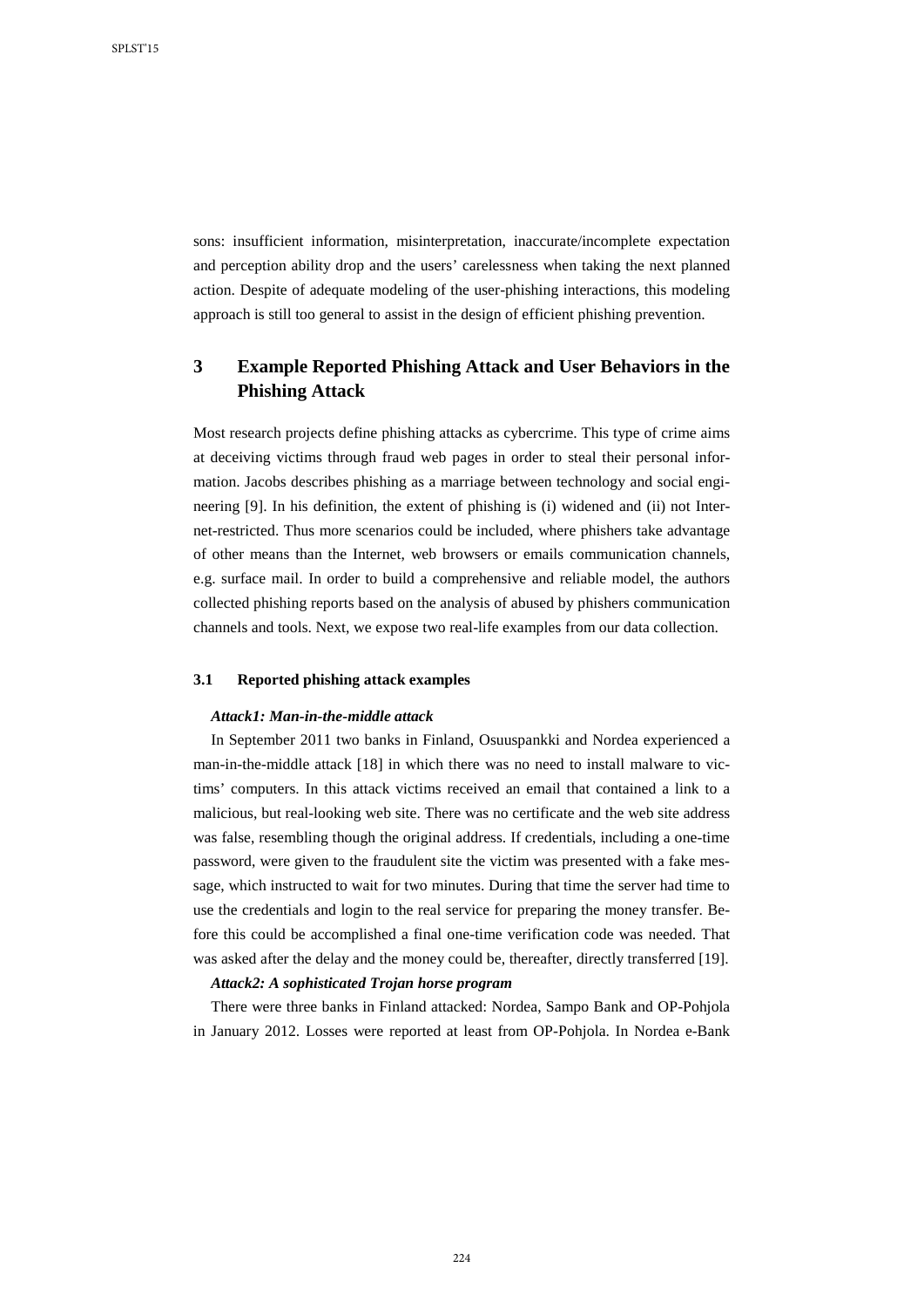sons: insufficient information, misinterpretation, inaccurate/incomplete expectation and perception ability drop and the users' carelessness when taking the next planned action. Despite of adequate modeling of the user-phishing interactions, this modeling approach is still too general to assist in the design of efficient phishing prevention.

## 3 Example Reported Phishing Attack and User Behaviors in the Phishing Attack

Most research projects define phishing attacks as cybercrime. This type of crime aims at deceiving victims through fraud web pages in order to steal their personal information. Jacobs describes phishing as a marriage between technology and social engineering [9]. In his definition, the extent of phishing is (i) widened and (ii) not Internet-restricted. Thus more scenarios could be included, where phishers take advantage of other means than the Internet, web browsers or emails communication channels, e.g. surface mail. In order to build a comprehensive and reliable model, the authors collected phishing reports based on the analysis of abused by phishers communication channels and tools. Next, we expose two real-life examples from our data collection.

### 3.1 Reported phishing attack examples

***Attack1: Man-in-the-middle attack***

In September 2011 two banks in Finland, Osuuspankki and Nordea experienced a man-in-the-middle attack [18] in which there was no need to install malware to victims' computers. In this attack victims received an email that contained a link to a malicious, but real-looking web site. There was no certificate and the web site address was false, resembling though the original address. If credentials, including a one-time password, were given to the fraudulent site the victim was presented with a fake message, which instructed to wait for two minutes. During that time the server had time to use the credentials and login to the real service for preparing the money transfer. Before this could be accomplished a final one-time verification code was needed. That was asked after the delay and the money could be, thereafter, directly transferred [19].

***Attack2: A sophisticated Trojan horse program***

There were three banks in Finland attacked: Nordea, Sampo Bank and OP-Pohjola in January 2012. Losses were reported at least from OP-Pohjola. In Nordea e-Bank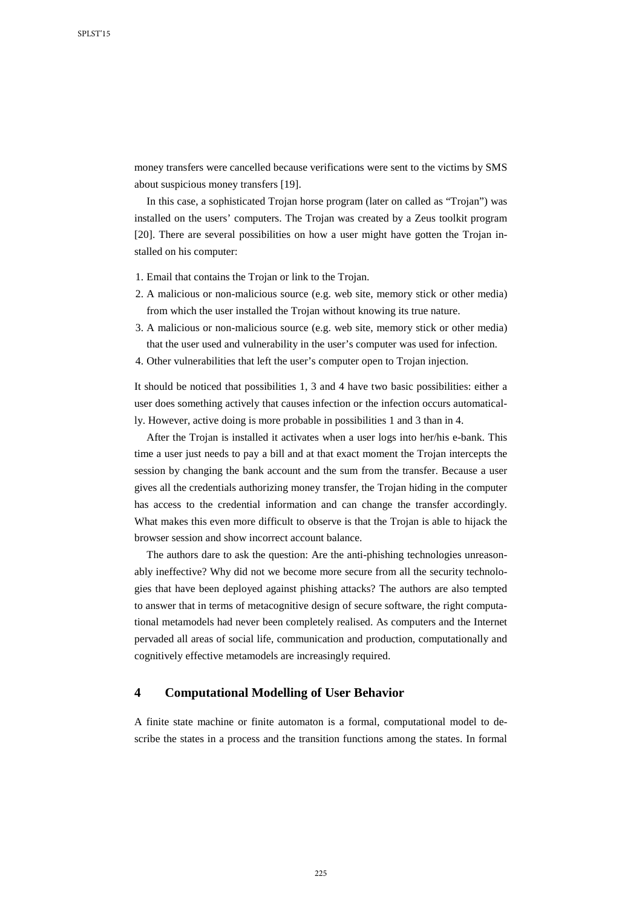money transfers were cancelled because verifications were sent to the victims by SMS about suspicious money transfers [19].

In this case, a sophisticated Trojan horse program (later on called as "Trojan") was installed on the users' computers. The Trojan was created by a Zeus toolkit program [20]. There are several possibilities on how a user might have gotten the Trojan installed on his computer:

1. Email that contains the Trojan or link to the Trojan.
2. A malicious or non-malicious source (e.g. web site, memory stick or other media) from which the user installed the Trojan without knowing its true nature.
3. A malicious or non-malicious source (e.g. web site, memory stick or other media) that the user used and vulnerability in the user's computer was used for infection.
4. Other vulnerabilities that left the user's computer open to Trojan injection.

It should be noticed that possibilities 1, 3 and 4 have two basic possibilities: either a user does something actively that causes infection or the infection occurs automatically. However, active doing is more probable in possibilities 1 and 3 than in 4.

After the Trojan is installed it activates when a user logs into her/his e-bank. This time a user just needs to pay a bill and at that exact moment the Trojan intercepts the session by changing the bank account and the sum from the transfer. Because a user gives all the credentials authorizing money transfer, the Trojan hiding in the computer has access to the credential information and can change the transfer accordingly. What makes this even more difficult to observe is that the Trojan is able to hijack the browser session and show incorrect account balance.

The authors dare to ask the question: Are the anti-phishing technologies unreasonably ineffective? Why did not we become more secure from all the security technologies that have been deployed against phishing attacks? The authors are also tempted to answer that in terms of metacognitive design of secure software, the right computational metamodels had never been completely realised. As computers and the Internet pervaded all areas of social life, communication and production, computationally and cognitively effective metamodels are increasingly required.

## 4 Computational Modelling of User Behavior

A finite state machine or finite automaton is a formal, computational model to describe the states in a process and the transition functions among the states. In formal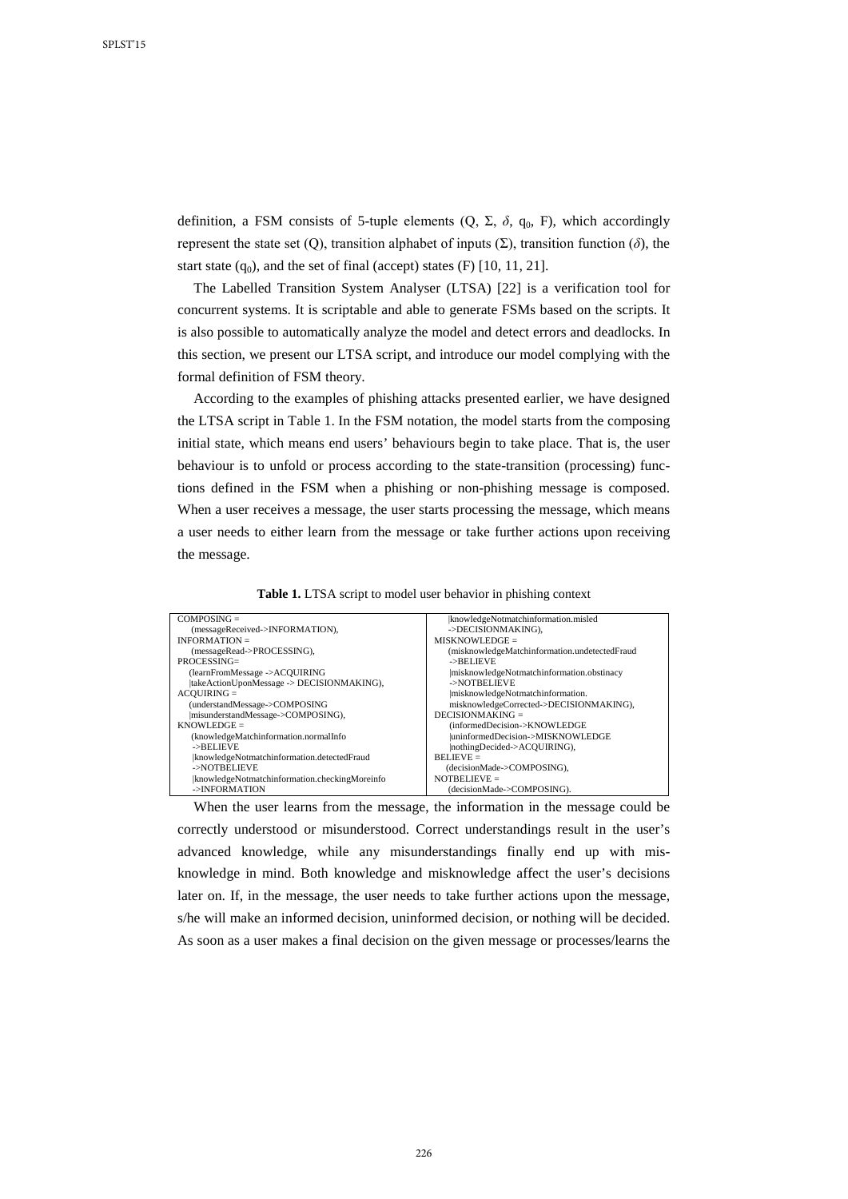definition, a FSM consists of 5-tuple elements ($Q$, $\Sigma$, $\delta$, $q_0$, $F$), which accordingly represent the state set ($Q$), transition alphabet of inputs ($\Sigma$), transition function ($\delta$), the start state ($q_0$), and the set of final (accept) states ($F$) [10, 11, 21].

The Labelled Transition System Analyser (LTSA) [22] is a verification tool for concurrent systems. It is scriptable and able to generate FSMs based on the scripts. It is also possible to automatically analyze the model and detect errors and deadlocks. In this section, we present our LTSA script, and introduce our model complying with the formal definition of FSM theory.

According to the examples of phishing attacks presented earlier, we have designed the LTSA script in Table 1. In the FSM notation, the model starts from the composing initial state, which means end users' behaviours begin to take place. That is, the user behaviour is to unfold or process according to the state-transition (processing) functions defined in the FSM when a phishing or non-phishing message is composed. When a user receives a message, the user starts processing the message, which means a user needs to either learn from the message or take further actions upon receiving the message.

**Table 1.** LTSA script to model user behavior in phishing context

```
COMPOSING =
    (messageReceived->INFORMATION),
INFORMATION =
    (messageRead->PROCESSING),
PROCESSING=
    (learnFromMessage ->ACQUIRING
    |takeActionUponMessage -> DECISIONMAKING),
ACQUIRING =
    (understandMessage->COMPOSING
    |misunderstandMessage->COMPOSING),
KNOWLEDGE =
    (knowledgeMatchinformation.normalInfo
    ->BELIEVE
    |knowledgeNotmatchinformation.detectedFraud
    ->NOTBELIEVE
    |knowledgeNotmatchinformation.checkingMoreinfo
    ->INFORMATION
    |knowledgeNotmatchinformation.misled
    ->DECISIONMAKING),
MISKNOWLEDGE =
    (misknowledgeMatchinformation.undetectedFraud
    ->BELIEVE
    |misknowledgeNotmatchinformation.obstinacy
    ->NOTBELIEVE
    |misknowledgeNotmatchinformation.
    misknowledgeCorrected->DECISIONMAKING),
DECISIONMAKING =
    (informedDecision->KNOWLEDGE
    |uninformedDecision->MISKNOWLEDGE
    |nothingDecided->ACQUIRING),
BELIEVE =
    (decisionMade->COMPOSING),
NOTBELIEVE =
    (decisionMade->COMPOSING).
```

When the user learns from the message, the information in the message could be correctly understood or misunderstood. Correct understandings result in the user's advanced knowledge, while any misunderstandings finally end up with misknowledge in mind. Both knowledge and misknowledge affect the user's decisions later on. If, in the message, the user needs to take further actions upon the message, s/he will make an informed decision, uninformed decision, or nothing will be decided. As soon as a user makes a final decision on the given message or processes/learns the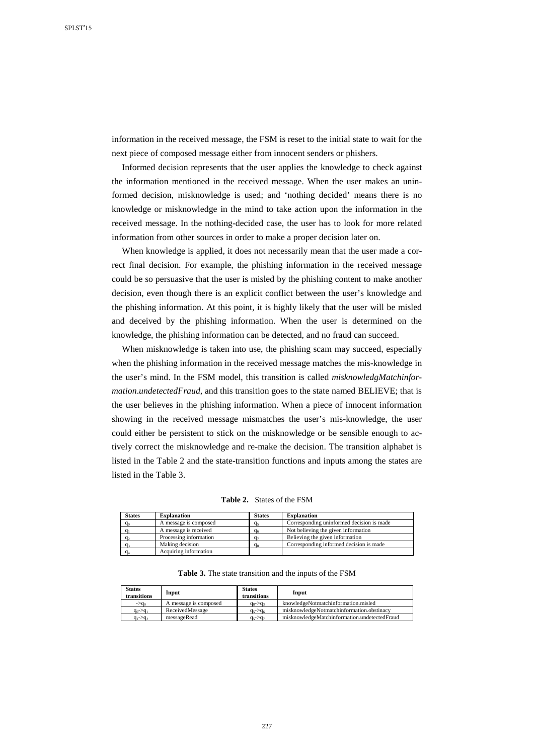information in the received message, the FSM is reset to the initial state to wait for the next piece of composed message either from innocent senders or phishers.

Informed decision represents that the user applies the knowledge to check against the information mentioned in the received message. When the user makes an uninformed decision, misknowledge is used; and 'nothing decided' means there is no knowledge or misknowledge in the mind to take action upon the information in the received message. In the nothing-decided case, the user has to look for more related information from other sources in order to make a proper decision later on.

When knowledge is applied, it does not necessarily mean that the user made a correct final decision. For example, the phishing information in the received message could be so persuasive that the user is misled by the phishing content to make another decision, even though there is an explicit conflict between the user's knowledge and the phishing information. At this point, it is highly likely that the user will be misled and deceived by the phishing information. When the user is determined on the knowledge, the phishing information can be detected, and no fraud can succeed.

When misknowledge is taken into use, the phishing scam may succeed, especially when the phishing information in the received message matches the mis-knowledge in the user's mind. In the FSM model, this transition is called *misknowledgMatchinformation.undetectedFraud*, and this transition goes to the state named BELIEVE; that is the user believes in the phishing information. When a piece of innocent information showing in the received message mismatches the user's mis-knowledge, the user could either be persistent to stick on the misknowledge or be sensible enough to actively correct the misknowledge and re-make the decision. The transition alphabet is listed in the Table 2 and the state-transition functions and inputs among the states are listed in the Table 3.

**Table 2.** States of the FSM

| States | Explanation | States | Explanation |
|---|---|---|---|
| $q_0$ | A message is composed | $q_5$ | Corresponding uninformed decision is made |
| $q_1$ | A message is received | $q_6$ | Not believing the given information |
| $q_2$ | Processing information | $q_7$ | Believing the given information |
| $q_3$ | Making decision | $q_8$ | Corresponding informed decision is made |
| $q_4$ | Acquiring information | | |

**Table 3.** The state transition and the inputs of the FSM

| States transitions | Input | States transitions | Input |
|---|---|---|---|
| $\rightarrow q_0$ | A message is composed | $q_8\rightarrow q_3$ | knowledgeNotmatchinformation.misled |
| $q_0\rightarrow q_1$ | ReceivedMessage | $q_5\rightarrow q_6$ | misknowledgeNotmatchinformation.obstinacy |
| $q_1\rightarrow q_2$ | messageRead | $q_5\rightarrow q_7$ | misknowledgeMatchinformation.undetectedFraud |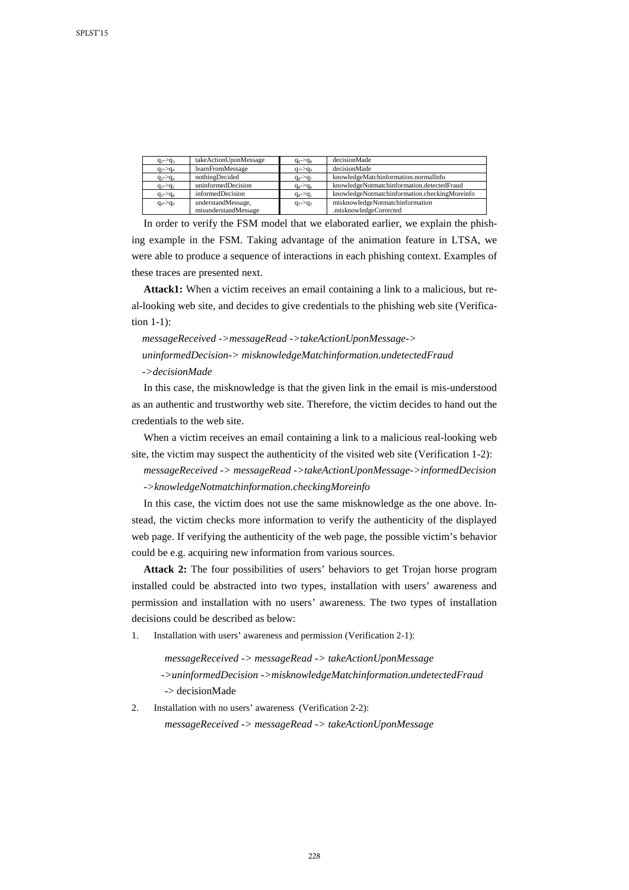| | | | |
|---|---|---|---|
| $q_2$->$q_3$ | takeActionUponMessage | $q_6$->$q_0$ | decisionMade |
| $q_2$->$q_4$ | learnFromMessage | $q_7$->$q_0$ | decisionMade |
| $q_3$->$q_4$ | nothingDecided | $q_8$->$q_7$ | knowledgeMatchinformation.normalInfo |
| $q_3$->$q_5$ | uninformedDecision | $q_8$->$q_6$ | knowledgeNotmatchinformation.detectedFraud |
| $q_3$->$q_8$ | informedDecision | $q_8$->$q_1$ | knowledgeNotmatchinformation.checkingMoreinfo |
| $q_4$->$q_0$ | understandMessage, misunderstandMessage | $q_5$->$q_3$ | misknowledgeNotmatchinformation .misknowledgeCorrected |

In order to verify the FSM model that we elaborated earlier, we explain the phishing example in the FSM. Taking advantage of the animation feature in LTSA, we were able to produce a sequence of interactions in each phishing context. Examples of these traces are presented next.

**Attack1:** When a victim receives an email containing a link to a malicious, but real-looking web site, and decides to give credentials to the phishing web site (Verification 1-1):

*messageReceived ->messageRead ->takeActionUponMessage-> uninformedDecision-> misknowledgeMatchinformation.undetectedFraud ->decisionMade*

In this case, the misknowledge is that the given link in the email is mis-understood as an authentic and trustworthy web site. Therefore, the victim decides to hand out the credentials to the web site.

When a victim receives an email containing a link to a malicious real-looking web site, the victim may suspect the authenticity of the visited web site (Verification 1-2):

*messageReceived -> messageRead ->takeActionUponMessage->informedDecision ->knowledgeNotmatchinformation.checkingMoreinfo*

In this case, the victim does not use the same misknowledge as the one above. Instead, the victim checks more information to verify the authenticity of the displayed web page. If verifying the authenticity of the web page, the possible victim's behavior could be e.g. acquiring new information from various sources.

**Attack 2:** The four possibilities of users' behaviors to get Trojan horse program installed could be abstracted into two types, installation with users' awareness and permission and installation with no users' awareness. The two types of installation decisions could be described as below:

1. Installation with users' awareness and permission (Verification 2-1):

   *messageReceived -> messageRead -> takeActionUponMessage ->uninformedDecision ->misknowledgeMatchinformation.undetectedFraud* -> decisionMade

2. Installation with no users' awareness (Verification 2-2):

   *messageReceived -> messageRead -> takeActionUponMessage*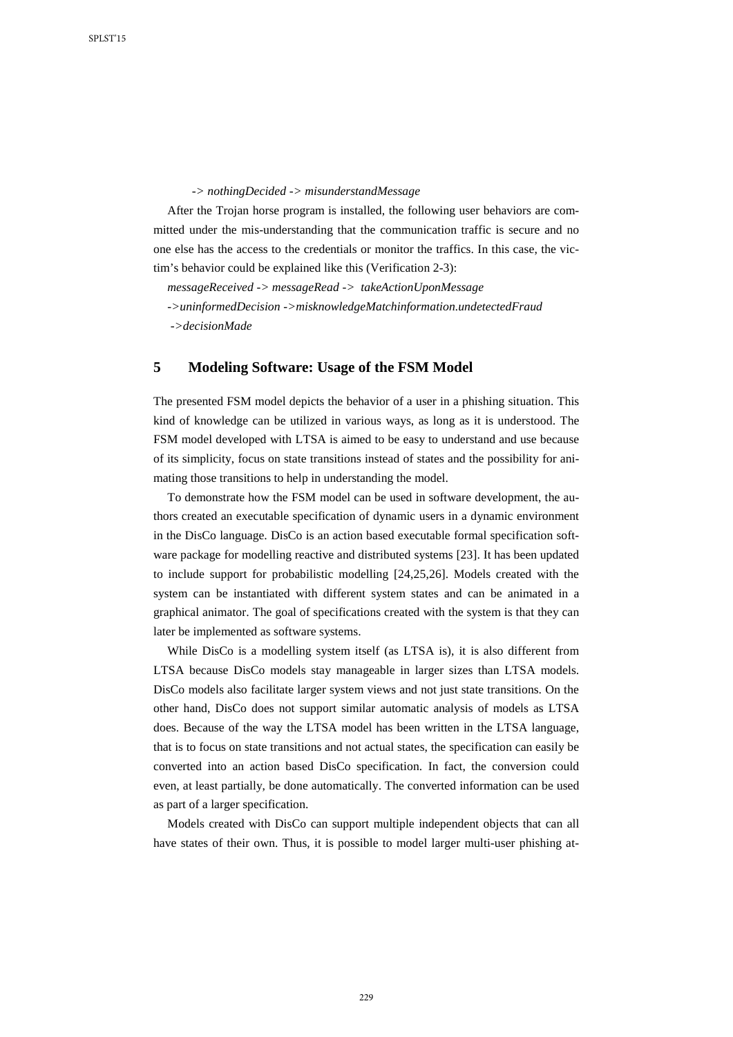*-> nothingDecided -> misunderstandMessage*

After the Trojan horse program is installed, the following user behaviors are committed under the mis-understanding that the communication traffic is secure and no one else has the access to the credentials or monitor the traffics. In this case, the victim's behavior could be explained like this (Verification 2-3):

*messageReceived -> messageRead -> takeActionUponMessage*

*->uninformedDecision ->misknowledgeMatchinformation.undetectedFraud*

*->decisionMade*

## 5 Modeling Software: Usage of the FSM Model

The presented FSM model depicts the behavior of a user in a phishing situation. This kind of knowledge can be utilized in various ways, as long as it is understood. The FSM model developed with LTSA is aimed to be easy to understand and use because of its simplicity, focus on state transitions instead of states and the possibility for animating those transitions to help in understanding the model.

To demonstrate how the FSM model can be used in software development, the authors created an executable specification of dynamic users in a dynamic environment in the DisCo language. DisCo is an action based executable formal specification software package for modelling reactive and distributed systems [23]. It has been updated to include support for probabilistic modelling [24,25,26]. Models created with the system can be instantiated with different system states and can be animated in a graphical animator. The goal of specifications created with the system is that they can later be implemented as software systems.

While DisCo is a modelling system itself (as LTSA is), it is also different from LTSA because DisCo models stay manageable in larger sizes than LTSA models. DisCo models also facilitate larger system views and not just state transitions. On the other hand, DisCo does not support similar automatic analysis of models as LTSA does. Because of the way the LTSA model has been written in the LTSA language, that is to focus on state transitions and not actual states, the specification can easily be converted into an action based DisCo specification. In fact, the conversion could even, at least partially, be done automatically. The converted information can be used as part of a larger specification.

Models created with DisCo can support multiple independent objects that can all have states of their own. Thus, it is possible to model larger multi-user phishing at-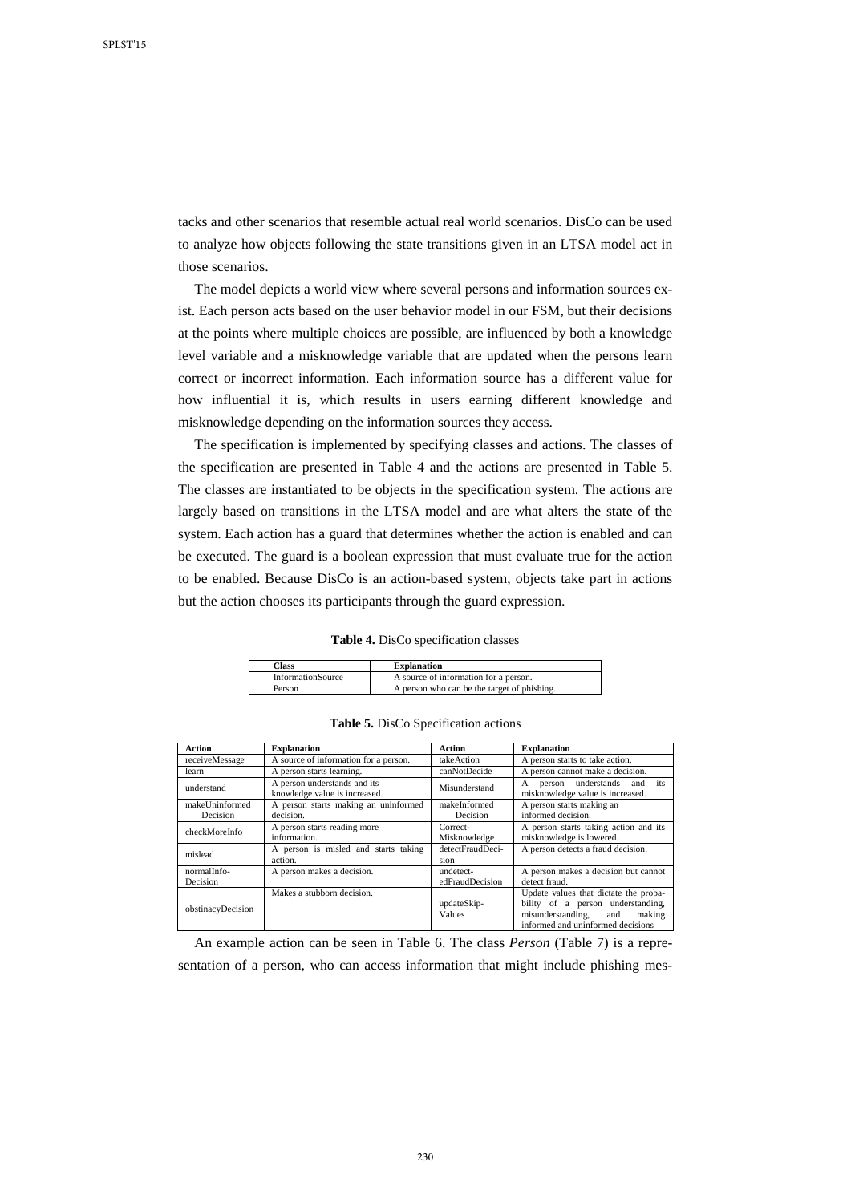tacks and other scenarios that resemble actual real world scenarios. DisCo can be used to analyze how objects following the state transitions given in an LTSA model act in those scenarios.

The model depicts a world view where several persons and information sources exist. Each person acts based on the user behavior model in our FSM, but their decisions at the points where multiple choices are possible, are influenced by both a knowledge level variable and a misknowledge variable that are updated when the persons learn correct or incorrect information. Each information source has a different value for how influential it is, which results in users earning different knowledge and misknowledge depending on the information sources they access.

The specification is implemented by specifying classes and actions. The classes of the specification are presented in Table 4 and the actions are presented in Table 5. The classes are instantiated to be objects in the specification system. The actions are largely based on transitions in the LTSA model and are what alters the state of the system. Each action has a guard that determines whether the action is enabled and can be executed. The guard is a boolean expression that must evaluate true for the action to be enabled. Because DisCo is an action-based system, objects take part in actions but the action chooses its participants through the guard expression.

**Table 4.** DisCo specification classes

| Class | Explanation |
|---|---|
| InformationSource | A source of information for a person. |
| Person | A person who can be the target of phishing. |

**Table 5.** DisCo Specification actions

| Action | Explanation | Action | Explanation |
|---|---|---|---|
| receiveMessage | A source of information for a person. | takeAction | A person starts to take action. |
| learn | A person starts learning. | canNotDecide | A person cannot make a decision. |
| understand | A person understands and its knowledge value is increased. | Misunderstand | A person understands and its misknowledge value is increased. |
| makeUninformed Decision | A person starts making an uninformed decision. | makeInformed Decision | A person starts making an informed decision. |
| checkMoreInfo | A person starts reading more information. | Correct-Misknowledge | A person starts taking action and its misknowledge is lowered. |
| mislead | A person is misled and starts taking action. | detectFraudDecision | A person detects a fraud decision. |
| normalInfo-Decision | A person makes a decision. | undetect-edFraudDecision | A person makes a decision but cannot detect fraud. |
| obstinacyDecision | Makes a stubborn decision. | updateSkip-Values | Update values that dictate the probability of a person understanding, misunderstanding, and making informed and uninformed decisions |

An example action can be seen in Table 6. The class *Person* (Table 7) is a representation of a person, who can access information that might include phishing mes-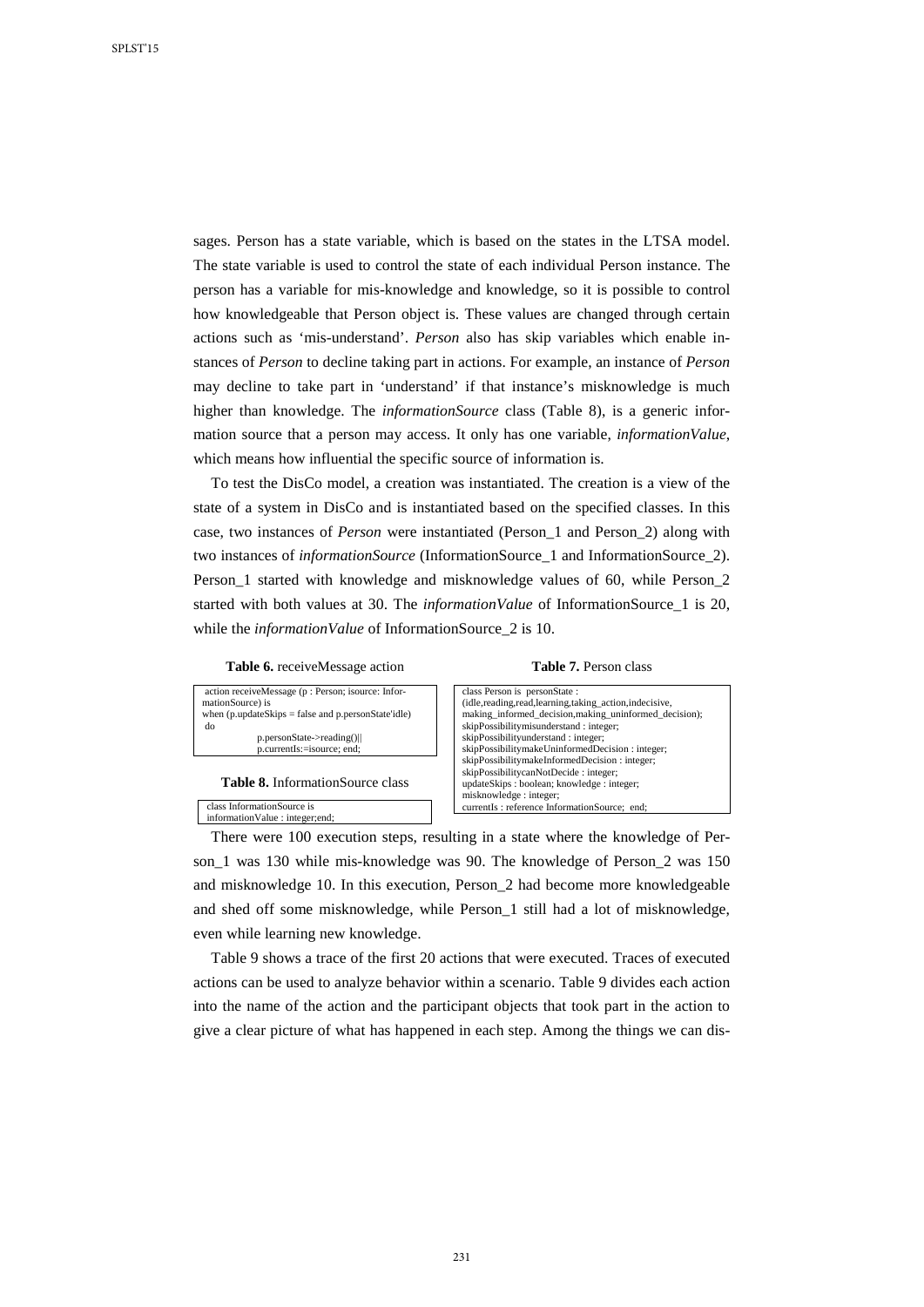sages. Person has a state variable, which is based on the states in the LTSA model. The state variable is used to control the state of each individual Person instance. The person has a variable for mis-knowledge and knowledge, so it is possible to control how knowledgeable that Person object is. These values are changed through certain actions such as 'mis-understand'. *Person* also has skip variables which enable instances of *Person* to decline taking part in actions. For example, an instance of *Person* may decline to take part in 'understand' if that instance's misknowledge is much higher than knowledge. The *informationSource* class (Table 8), is a generic information source that a person may access. It only has one variable, *informationValue*, which means how influential the specific source of information is.

To test the DisCo model, a creation was instantiated. The creation is a view of the state of a system in DisCo and is instantiated based on the specified classes. In this case, two instances of *Person* were instantiated (Person_1 and Person_2) along with two instances of *informationSource* (InformationSource_1 and InformationSource_2). Person_1 started with knowledge and misknowledge values of 60, while Person_2 started with both values at 30. The *informationValue* of InformationSource_1 is 20, while the *informationValue* of InformationSource_2 is 10.

**Table 6.** receiveMessage action

```
action receiveMessage (p : Person; isource: InformationSource) is
when (p.updateSkips = false and p.personState'idle)
do
        p.personState->reading()||
        p.currentIs:=isource; end;
```

**Table 7.** Person class

```
class Person is  personState :
(idle,reading,read,learning,taking_action,indecisive,
making_informed_decision,making_uninformed_decision);
skipPossibilitymisunderstand : integer;
skipPossibilityunderstand : integer;
skipPossibilitymakeUninformedDecision : integer;
skipPossibilitymakeInformedDecision : integer;
skipPossibilitycanNotDecide : integer;
updateSkips : boolean; knowledge : integer;
misknowledge : integer;
currentIs : reference InformationSource;  end;
```

**Table 8.** InformationSource class

```
class InformationSource is
informationValue : integer;end;
```

There were 100 execution steps, resulting in a state where the knowledge of Person_1 was 130 while mis-knowledge was 90. The knowledge of Person_2 was 150 and misknowledge 10. In this execution, Person_2 had become more knowledgeable and shed off some misknowledge, while Person_1 still had a lot of misknowledge, even while learning new knowledge.

Table 9 shows a trace of the first 20 actions that were executed. Traces of executed actions can be used to analyze behavior within a scenario. Table 9 divides each action into the name of the action and the participant objects that took part in the action to give a clear picture of what has happened in each step. Among the things we can dis-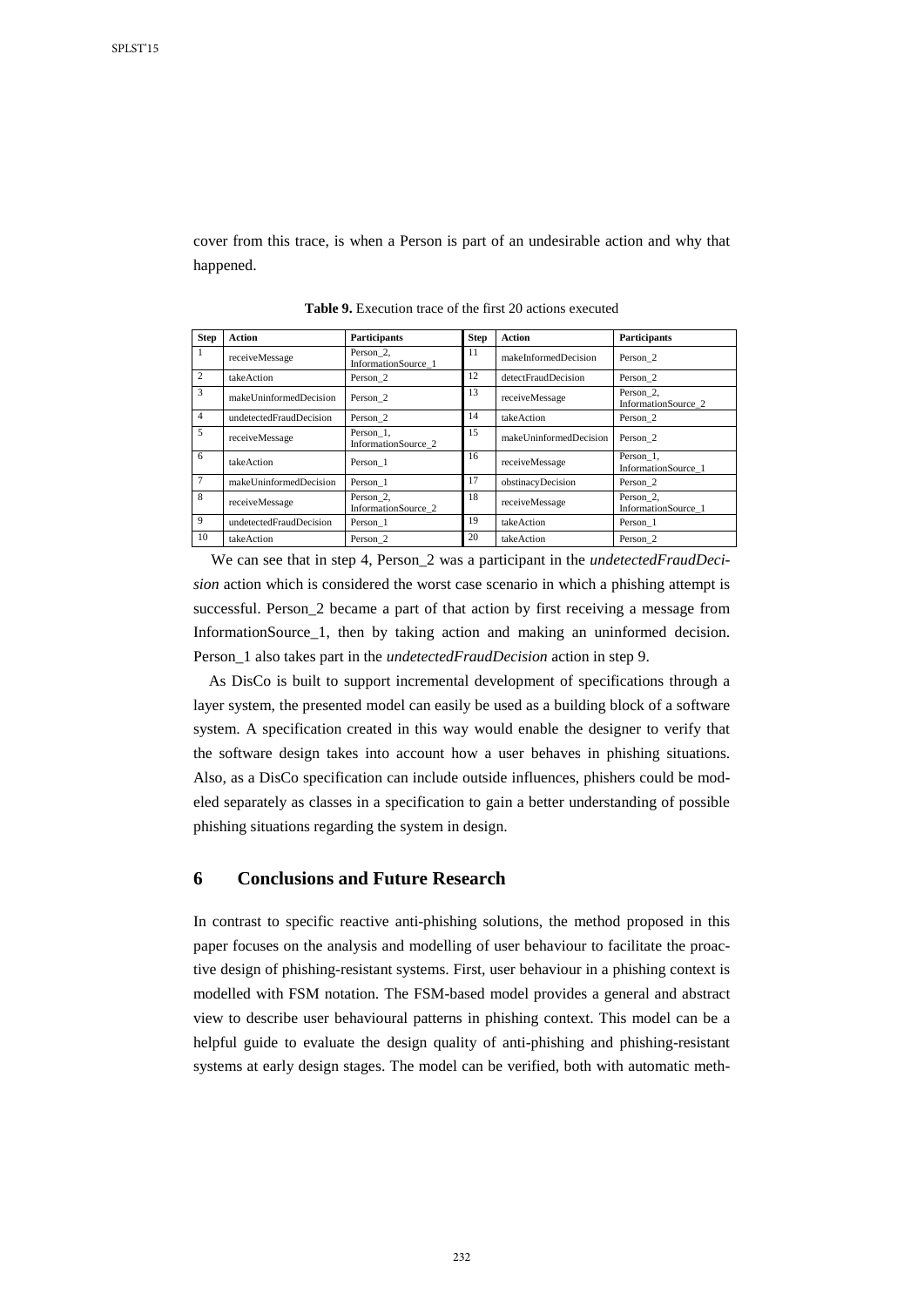cover from this trace, is when a Person is part of an undesirable action and why that happened.

**Table 9.** Execution trace of the first 20 actions executed

| Step | Action | Participants | Step | Action | Participants |
|---|---|---|---|---|---|
| 1 | receiveMessage | Person_2, InformationSource_1 | 11 | makeInformedDecision | Person_2 |
| 2 | takeAction | Person_2 | 12 | detectFraudDecision | Person_2 |
| 3 | makeUninformedDecision | Person_2 | 13 | receiveMessage | Person_2, InformationSource_2 |
| 4 | undetectedFraudDecision | Person_2 | 14 | takeAction | Person_2 |
| 5 | receiveMessage | Person_1, InformationSource_2 | 15 | makeUninformedDecision | Person_2 |
| 6 | takeAction | Person_1 | 16 | receiveMessage | Person_1, InformationSource_1 |
| 7 | makeUninformedDecision | Person_1 | 17 | obstinacyDecision | Person_2 |
| 8 | receiveMessage | Person_2, InformationSource_2 | 18 | receiveMessage | Person_2, InformationSource_1 |
| 9 | undetectedFraudDecision | Person_1 | 19 | takeAction | Person_1 |
| 10 | takeAction | Person_2 | 20 | takeAction | Person_2 |

We can see that in step 4, Person_2 was a participant in the *undetectedFraudDecision* action which is considered the worst case scenario in which a phishing attempt is successful. Person_2 became a part of that action by first receiving a message from InformationSource_1, then by taking action and making an uninformed decision. Person_1 also takes part in the *undetectedFraudDecision* action in step 9.

As DisCo is built to support incremental development of specifications through a layer system, the presented model can easily be used as a building block of a software system. A specification created in this way would enable the designer to verify that the software design takes into account how a user behaves in phishing situations. Also, as a DisCo specification can include outside influences, phishers could be modeled separately as classes in a specification to gain a better understanding of possible phishing situations regarding the system in design.

## 6 Conclusions and Future Research

In contrast to specific reactive anti-phishing solutions, the method proposed in this paper focuses on the analysis and modelling of user behaviour to facilitate the proactive design of phishing-resistant systems. First, user behaviour in a phishing context is modelled with FSM notation. The FSM-based model provides a general and abstract view to describe user behavioural patterns in phishing context. This model can be a helpful guide to evaluate the design quality of anti-phishing and phishing-resistant systems at early design stages. The model can be verified, both with automatic meth-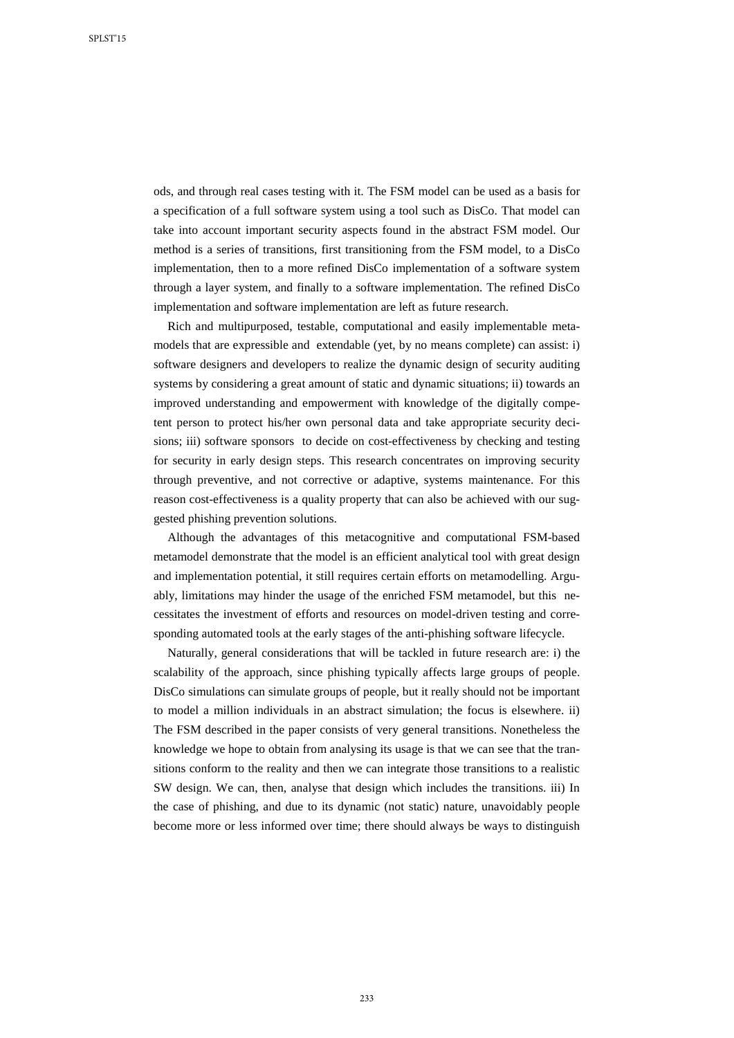ods, and through real cases testing with it. The FSM model can be used as a basis for a specification of a full software system using a tool such as DisCo. That model can take into account important security aspects found in the abstract FSM model. Our method is a series of transitions, first transitioning from the FSM model, to a DisCo implementation, then to a more refined DisCo implementation of a software system through a layer system, and finally to a software implementation. The refined DisCo implementation and software implementation are left as future research.

Rich and multipurposed, testable, computational and easily implementable metamodels that are expressible and extendable (yet, by no means complete) can assist: i) software designers and developers to realize the dynamic design of security auditing systems by considering a great amount of static and dynamic situations; ii) towards an improved understanding and empowerment with knowledge of the digitally competent person to protect his/her own personal data and take appropriate security decisions; iii) software sponsors to decide on cost-effectiveness by checking and testing for security in early design steps. This research concentrates on improving security through preventive, and not corrective or adaptive, systems maintenance. For this reason cost-effectiveness is a quality property that can also be achieved with our suggested phishing prevention solutions.

Although the advantages of this metacognitive and computational FSM-based metamodel demonstrate that the model is an efficient analytical tool with great design and implementation potential, it still requires certain efforts on metamodelling. Arguably, limitations may hinder the usage of the enriched FSM metamodel, but this necessitates the investment of efforts and resources on model-driven testing and corresponding automated tools at the early stages of the anti-phishing software lifecycle.

Naturally, general considerations that will be tackled in future research are: i) the scalability of the approach, since phishing typically affects large groups of people. DisCo simulations can simulate groups of people, but it really should not be important to model a million individuals in an abstract simulation; the focus is elsewhere. ii) The FSM described in the paper consists of very general transitions. Nonetheless the knowledge we hope to obtain from analysing its usage is that we can see that the transitions conform to the reality and then we can integrate those transitions to a realistic SW design. We can, then, analyse that design which includes the transitions. iii) In the case of phishing, and due to its dynamic (not static) nature, unavoidably people become more or less informed over time; there should always be ways to distinguish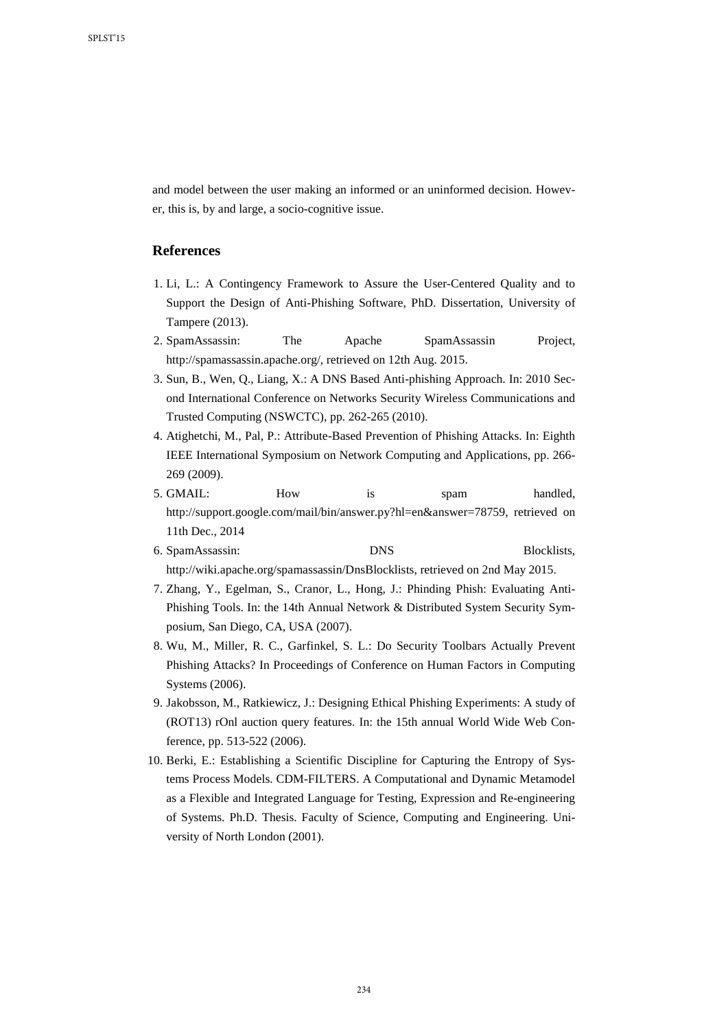and model between the user making an informed or an uninformed decision. However, this is, by and large, a socio-cognitive issue.

## References

1. Li, L.: A Contingency Framework to Assure the User-Centered Quality and to Support the Design of Anti-Phishing Software, PhD. Dissertation, University of Tampere (2013).
2. SpamAssassin: The Apache SpamAssassin Project, http://spamassassin.apache.org/, retrieved on 12th Aug. 2015.
3. Sun, B., Wen, Q., Liang, X.: A DNS Based Anti-phishing Approach. In: 2010 Second International Conference on Networks Security Wireless Communications and Trusted Computing (NSWCTC), pp. 262-265 (2010).
4. Atighetchi, M., Pal, P.: Attribute-Based Prevention of Phishing Attacks. In: Eighth IEEE International Symposium on Network Computing and Applications, pp. 266-269 (2009).
5. GMAIL: How is spam handled, http://support.google.com/mail/bin/answer.py?hl=en&answer=78759, retrieved on 11th Dec., 2014
6. SpamAssassin: DNS Blocklists, http://wiki.apache.org/spamassassin/DnsBlocklists, retrieved on 2nd May 2015.
7. Zhang, Y., Egelman, S., Cranor, L., Hong, J.: Phinding Phish: Evaluating Anti-Phishing Tools. In: the 14th Annual Network & Distributed System Security Symposium, San Diego, CA, USA (2007).
8. Wu, M., Miller, R. C., Garfinkel, S. L.: Do Security Toolbars Actually Prevent Phishing Attacks? In Proceedings of Conference on Human Factors in Computing Systems (2006).
9. Jakobsson, M., Ratkiewicz, J.: Designing Ethical Phishing Experiments: A study of (ROT13) rOnl auction query features. In: the 15th annual World Wide Web Conference, pp. 513-522 (2006).
10. Berki, E.: Establishing a Scientific Discipline for Capturing the Entropy of Systems Process Models. CDM-FILTERS. A Computational and Dynamic Metamodel as a Flexible and Integrated Language for Testing, Expression and Re-engineering of Systems. Ph.D. Thesis. Faculty of Science, Computing and Engineering. University of North London (2001).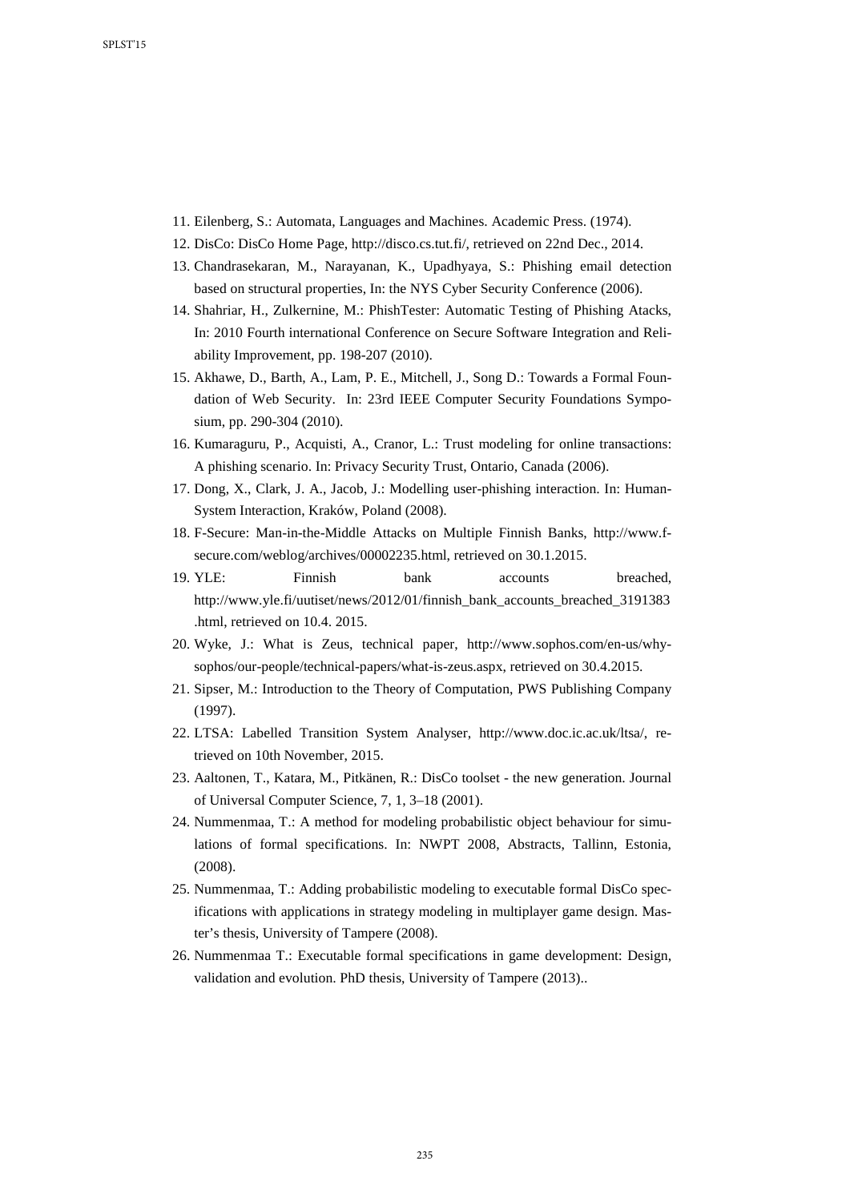11. Eilenberg, S.: Automata, Languages and Machines. Academic Press. (1974).
12. DisCo: DisCo Home Page, http://disco.cs.tut.fi/, retrieved on 22nd Dec., 2014.
13. Chandrasekaran, M., Narayanan, K., Upadhyaya, S.: Phishing email detection based on structural properties, In: the NYS Cyber Security Conference (2006).
14. Shahriar, H., Zulkernine, M.: PhishTester: Automatic Testing of Phishing Atacks, In: 2010 Fourth international Conference on Secure Software Integration and Reliability Improvement, pp. 198-207 (2010).
15. Akhawe, D., Barth, A., Lam, P. E., Mitchell, J., Song D.: Towards a Formal Foundation of Web Security. In: 23rd IEEE Computer Security Foundations Symposium, pp. 290-304 (2010).
16. Kumaraguru, P., Acquisti, A., Cranor, L.: Trust modeling for online transactions: A phishing scenario. In: Privacy Security Trust, Ontario, Canada (2006).
17. Dong, X., Clark, J. A., Jacob, J.: Modelling user-phishing interaction. In: Human-System Interaction, Kraków, Poland (2008).
18. F-Secure: Man-in-the-Middle Attacks on Multiple Finnish Banks, http://www.f-secure.com/weblog/archives/00002235.html, retrieved on 30.1.2015.
19. YLE: Finnish bank accounts breached, http://www.yle.fi/uutiset/news/2012/01/finnish_bank_accounts_breached_3191383.html, retrieved on 10.4. 2015.
20. Wyke, J.: What is Zeus, technical paper, http://www.sophos.com/en-us/why-sophos/our-people/technical-papers/what-is-zeus.aspx, retrieved on 30.4.2015.
21. Sipser, M.: Introduction to the Theory of Computation, PWS Publishing Company (1997).
22. LTSA: Labelled Transition System Analyser, http://www.doc.ic.ac.uk/ltsa/, retrieved on 10th November, 2015.
23. Aaltonen, T., Katara, M., Pitkänen, R.: DisCo toolset - the new generation. Journal of Universal Computer Science, 7, 1, 3–18 (2001).
24. Nummenmaa, T.: A method for modeling probabilistic object behaviour for simulations of formal specifications. In: NWPT 2008, Abstracts, Tallinn, Estonia, (2008).
25. Nummenmaa, T.: Adding probabilistic modeling to executable formal DisCo specifications with applications in strategy modeling in multiplayer game design. Master's thesis, University of Tampere (2008).
26. Nummenmaa T.: Executable formal specifications in game development: Design, validation and evolution. PhD thesis, University of Tampere (2013)..